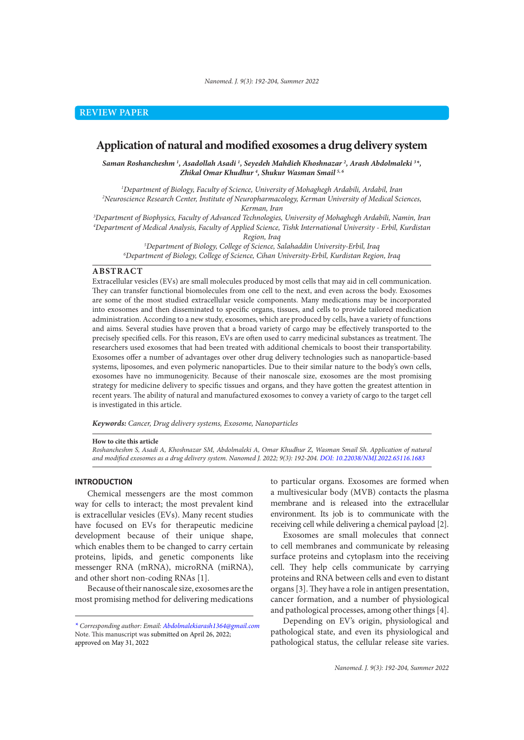REVIEW PAPER

# Application of natural and modified exosomes a drug delivery system

***Saman Roshancheshm [1], Asadollah Asadi [1], Seyedeh Mahdieh Khoshnazar [2], Arash Abdolmaleki [3]\*, Zhikal Omar Khudhur [4], Shukur Wasman Smail [5, 6]***

*[1]Department of Biology, Faculty of Science, University of Mohaghegh Ardabili, Ardabil, Iran*
*[2]Neuroscience Research Center, Institute of Neuropharmacology, Kerman University of Medical Sciences, Kerman, Iran*
*[3]Department of Biophysics, Faculty of Advanced Technologies, University of Mohaghegh Ardabili, Namin, Iran*
*[4]Department of Medical Analysis, Faculty of Applied Science, Tishk International University - Erbil, Kurdistan Region, Iraq*
*[5]Department of Biology, College of Science, Salahaddin University-Erbil, Iraq*
*[6]Department of Biology, College of Science, Cihan University-Erbil, Kurdistan Region, Iraq*

## ABSTRACT

Extracellular vesicles (EVs) are small molecules produced by most cells that may aid in cell communication. They can transfer functional biomolecules from one cell to the next, and even across the body. Exosomes are some of the most studied extracellular vesicle components. Many medications may be incorporated into exosomes and then disseminated to specific organs, tissues, and cells to provide tailored medication administration. According to a new study, exosomes, which are produced by cells, have a variety of functions and aims. Several studies have proven that a broad variety of cargo may be effectively transported to the precisely specified cells. For this reason, EVs are often used to carry medicinal substances as treatment. The researchers used exosomes that had been treated with additional chemicals to boost their transportability. Exosomes offer a number of advantages over other drug delivery technologies such as nanoparticle-based systems, liposomes, and even polymeric nanoparticles. Due to their similar nature to the body's own cells, exosomes have no immunogenicity. Because of their nanoscale size, exosomes are the most promising strategy for medicine delivery to specific tissues and organs, and they have gotten the greatest attention in recent years. The ability of natural and manufactured exosomes to convey a variety of cargo to the target cell is investigated in this article.

***Keywords:*** *Cancer, Drug delivery systems, Exosome, Nanoparticles*

**How to cite this article**
*Roshancheshm S, Asadi A, Khoshnazar SM, Abdolmaleki A, Omar Khudhur Z, Wasman Smail Sh. Application of natural and modified exosomes as a drug delivery system. Nanomed J. 2022; 9(3): 192-204. DOI: 10.22038/NMJ.2022.65116.1683*

## INTRODUCTION

Chemical messengers are the most common way for cells to interact; the most prevalent kind is extracellular vesicles (EVs). Many recent studies have focused on EVs for therapeutic medicine development because of their unique shape, which enables them to be changed to carry certain proteins, lipids, and genetic components like messenger RNA (mRNA), microRNA (miRNA), and other short non-coding RNAs [1].

Because of their nanoscale size, exosomes are the most promising method for delivering medications to particular organs. Exosomes are formed when a multivesicular body (MVB) contacts the plasma membrane and is released into the extracellular environment. Its job is to communicate with the receiving cell while delivering a chemical payload [2].

Exosomes are small molecules that connect to cell membranes and communicate by releasing surface proteins and cytoplasm into the receiving cell. They help cells communicate by carrying proteins and RNA between cells and even to distant organs [3]. They have a role in antigen presentation, cancer formation, and a number of physiological and pathological processes, among other things [4].

Depending on EV's origin, physiological and pathological state, and even its physiological and pathological status, the cellular release site varies.

\* *Corresponding author: Email: Abdolmalekiarash1364@gmail.com*
Note. This manuscript was submitted on April 26, 2022; approved on May 31, 2022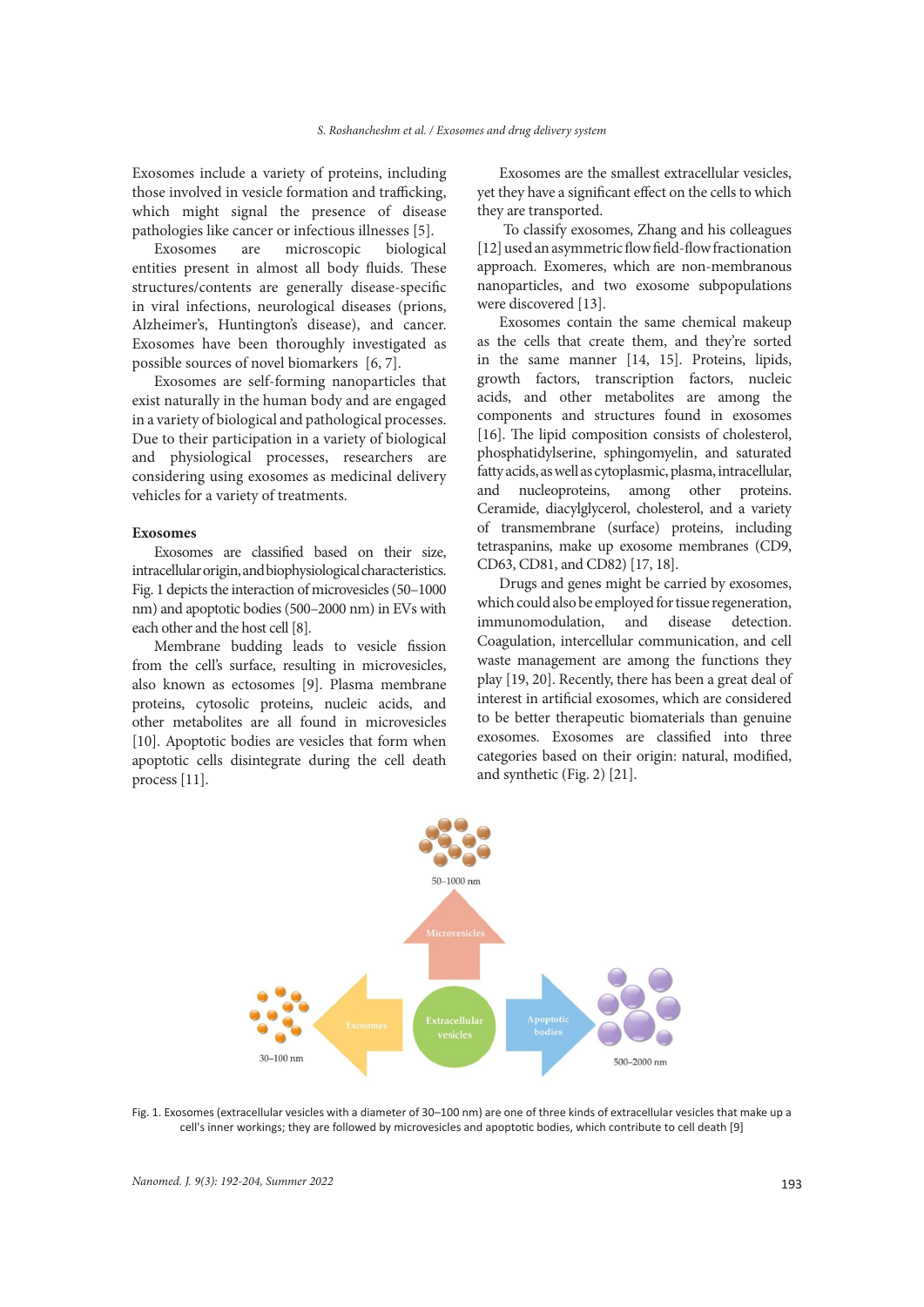Exosomes include a variety of proteins, including those involved in vesicle formation and trafficking, which might signal the presence of disease pathologies like cancer or infectious illnesses [5].

Exosomes are microscopic biological entities present in almost all body fluids. These structures/contents are generally disease-specific in viral infections, neurological diseases (prions, Alzheimer's, Huntington's disease), and cancer. Exosomes have been thoroughly investigated as possible sources of novel biomarkers [6, 7].

Exosomes are self-forming nanoparticles that exist naturally in the human body and are engaged in a variety of biological and pathological processes. Due to their participation in a variety of biological and physiological processes, researchers are considering using exosomes as medicinal delivery vehicles for a variety of treatments.

## Exosomes

Exosomes are classified based on their size, intracellular origin, and biophysiological characteristics. Fig. 1 depicts the interaction of microvesicles (50–1000 nm) and apoptotic bodies (500–2000 nm) in EVs with each other and the host cell [8].

Membrane budding leads to vesicle fission from the cell's surface, resulting in microvesicles, also known as ectosomes [9]. Plasma membrane proteins, cytosolic proteins, nucleic acids, and other metabolites are all found in microvesicles [10]. Apoptotic bodies are vesicles that form when apoptotic cells disintegrate during the cell death process [11].

Exosomes are the smallest extracellular vesicles, yet they have a significant effect on the cells to which they are transported.

To classify exosomes, Zhang and his colleagues [12] used an asymmetric flow field-flow fractionation approach. Exomeres, which are non-membranous nanoparticles, and two exosome subpopulations were discovered [13].

Exosomes contain the same chemical makeup as the cells that create them, and they're sorted in the same manner [14, 15]. Proteins, lipids, growth factors, transcription factors, nucleic acids, and other metabolites are among the components and structures found in exosomes [16]. The lipid composition consists of cholesterol, phosphatidylserine, sphingomyelin, and saturated fatty acids, as well as cytoplasmic, plasma, intracellular, and nucleoproteins, among other proteins. Ceramide, diacylglycerol, cholesterol, and a variety of transmembrane (surface) proteins, including tetraspanins, make up exosome membranes (CD9, CD63, CD81, and CD82) [17, 18].

Drugs and genes might be carried by exosomes, which could also be employed for tissue regeneration, immunomodulation, and disease detection. Coagulation, intercellular communication, and cell waste management are among the functions they play [19, 20]. Recently, there has been a great deal of interest in artificial exosomes, which are considered to be better therapeutic biomaterials than genuine exosomes. Exosomes are classified into three categories based on their origin: natural, modified, and synthetic (Fig. 2) [21].

Fig. 1. Exosomes (extracellular vesicles with a diameter of 30–100 nm) are one of three kinds of extracellular vesicles that make up a cell's inner workings; they are followed by microvesicles and apoptotic bodies, which contribute to cell death [9]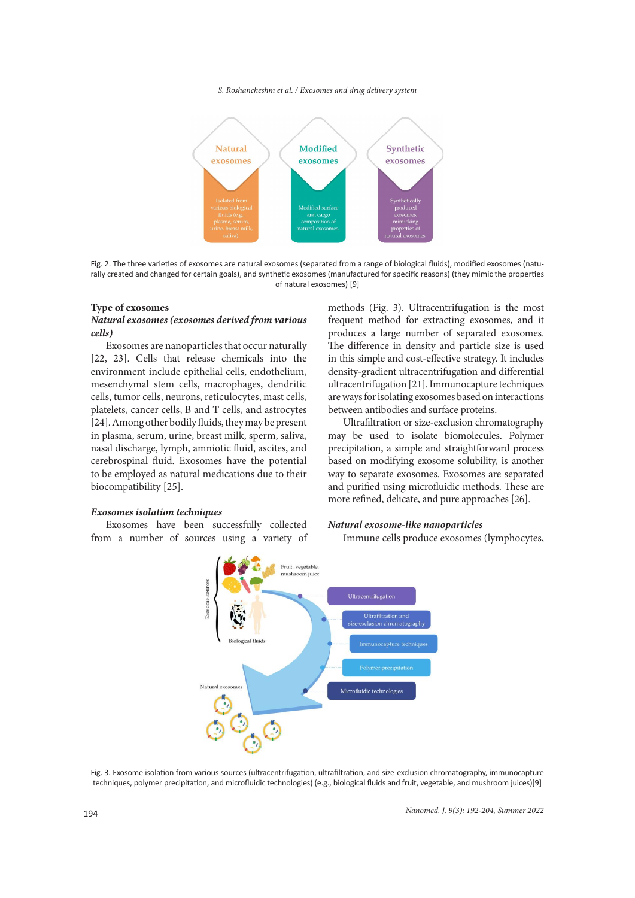Fig. 2. The three varieties of exosomes are natural exosomes (separated from a range of biological fluids), modified exosomes (naturally created and changed for certain goals), and synthetic exosomes (manufactured for specific reasons) (they mimic the properties of natural exosomes) [9]

## Type of exosomes

### *Natural exosomes (exosomes derived from various cells)*

Exosomes are nanoparticles that occur naturally [22, 23]. Cells that release chemicals into the environment include epithelial cells, endothelium, mesenchymal stem cells, macrophages, dendritic cells, tumor cells, neurons, reticulocytes, mast cells, platelets, cancer cells, B and T cells, and astrocytes [24]. Among other bodily fluids, they may be present in plasma, serum, urine, breast milk, sperm, saliva, nasal discharge, lymph, amniotic fluid, ascites, and cerebrospinal fluid. Exosomes have the potential to be employed as natural medications due to their biocompatibility [25].

### *Exosomes isolation techniques*

Exosomes have been successfully collected from a number of sources using a variety of methods (Fig. 3). Ultracentrifugation is the most frequent method for extracting exosomes, and it produces a large number of separated exosomes. The difference in density and particle size is used in this simple and cost-effective strategy. It includes density-gradient ultracentrifugation and differential ultracentrifugation [21]. Immunocapture techniques are ways for isolating exosomes based on interactions between antibodies and surface proteins.

Ultrafiltration or size-exclusion chromatography may be used to isolate biomolecules. Polymer precipitation, a simple and straightforward process based on modifying exosome solubility, is another way to separate exosomes. Exosomes are separated and purified using microfluidic methods. These are more refined, delicate, and pure approaches [26].

### *Natural exosome-like nanoparticles*

Immune cells produce exosomes (lymphocytes,

Fig. 3. Exosome isolation from various sources (ultracentrifugation, ultrafiltration, and size-exclusion chromatography, immunocapture techniques, polymer precipitation, and microfluidic technologies) (e.g., biological fluids and fruit, vegetable, and mushroom juices)[9]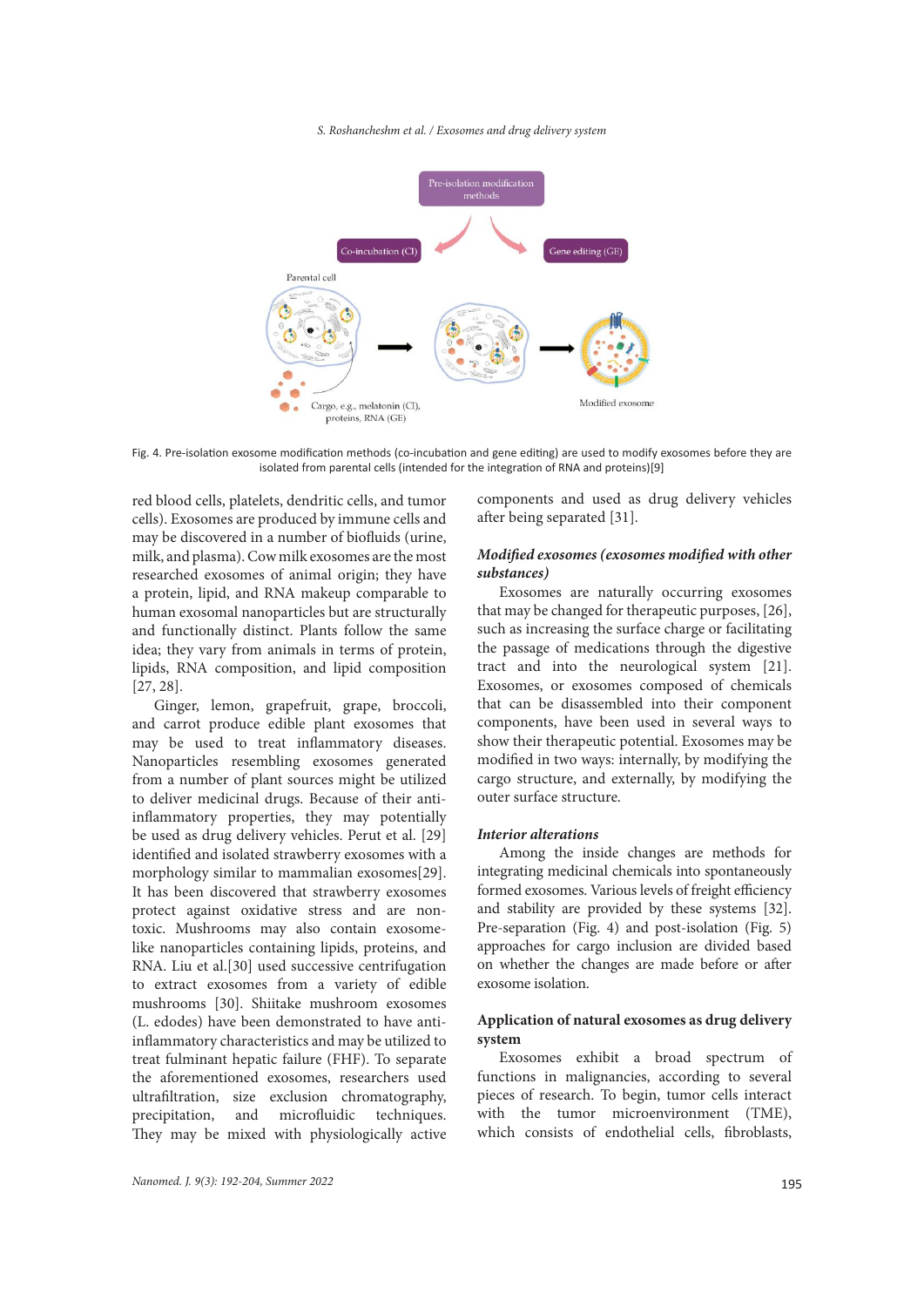Fig. 4. Pre-isolation exosome modification methods (co-incubation and gene editing) are used to modify exosomes before they are isolated from parental cells (intended for the integration of RNA and proteins)[9]

red blood cells, platelets, dendritic cells, and tumor cells). Exosomes are produced by immune cells and may be discovered in a number of biofluids (urine, milk, and plasma). Cow milk exosomes are the most researched exosomes of animal origin; they have a protein, lipid, and RNA makeup comparable to human exosomal nanoparticles but are structurally and functionally distinct. Plants follow the same idea; they vary from animals in terms of protein, lipids, RNA composition, and lipid composition [27, 28].

Ginger, lemon, grapefruit, grape, broccoli, and carrot produce edible plant exosomes that may be used to treat inflammatory diseases. Nanoparticles resembling exosomes generated from a number of plant sources might be utilized to deliver medicinal drugs. Because of their anti-inflammatory properties, they may potentially be used as drug delivery vehicles. Perut et al. [29] identified and isolated strawberry exosomes with a morphology similar to mammalian exosomes[29]. It has been discovered that strawberry exosomes protect against oxidative stress and are non-toxic. Mushrooms may also contain exosome-like nanoparticles containing lipids, proteins, and RNA. Liu et al.[30] used successive centrifugation to extract exosomes from a variety of edible mushrooms [30]. Shiitake mushroom exosomes (L. edodes) have been demonstrated to have anti-inflammatory characteristics and may be utilized to treat fulminant hepatic failure (FHF). To separate the aforementioned exosomes, researchers used ultrafiltration, size exclusion chromatography, precipitation, and microfluidic techniques. They may be mixed with physiologically active components and used as drug delivery vehicles after being separated [31].

### *Modified exosomes (exosomes modified with other substances)*

Exosomes are naturally occurring exosomes that may be changed for therapeutic purposes, [26], such as increasing the surface charge or facilitating the passage of medications through the digestive tract and into the neurological system [21]. Exosomes, or exosomes composed of chemicals that can be disassembled into their component components, have been used in several ways to show their therapeutic potential. Exosomes may be modified in two ways: internally, by modifying the cargo structure, and externally, by modifying the outer surface structure.

### *Interior alterations*

Among the inside changes are methods for integrating medicinal chemicals into spontaneously formed exosomes. Various levels of freight efficiency and stability are provided by these systems [32]. Pre-separation (Fig. 4) and post-isolation (Fig. 5) approaches for cargo inclusion are divided based on whether the changes are made before or after exosome isolation.

### Application of natural exosomes as drug delivery system

Exosomes exhibit a broad spectrum of functions in malignancies, according to several pieces of research. To begin, tumor cells interact with the tumor microenvironment (TME), which consists of endothelial cells, fibroblasts,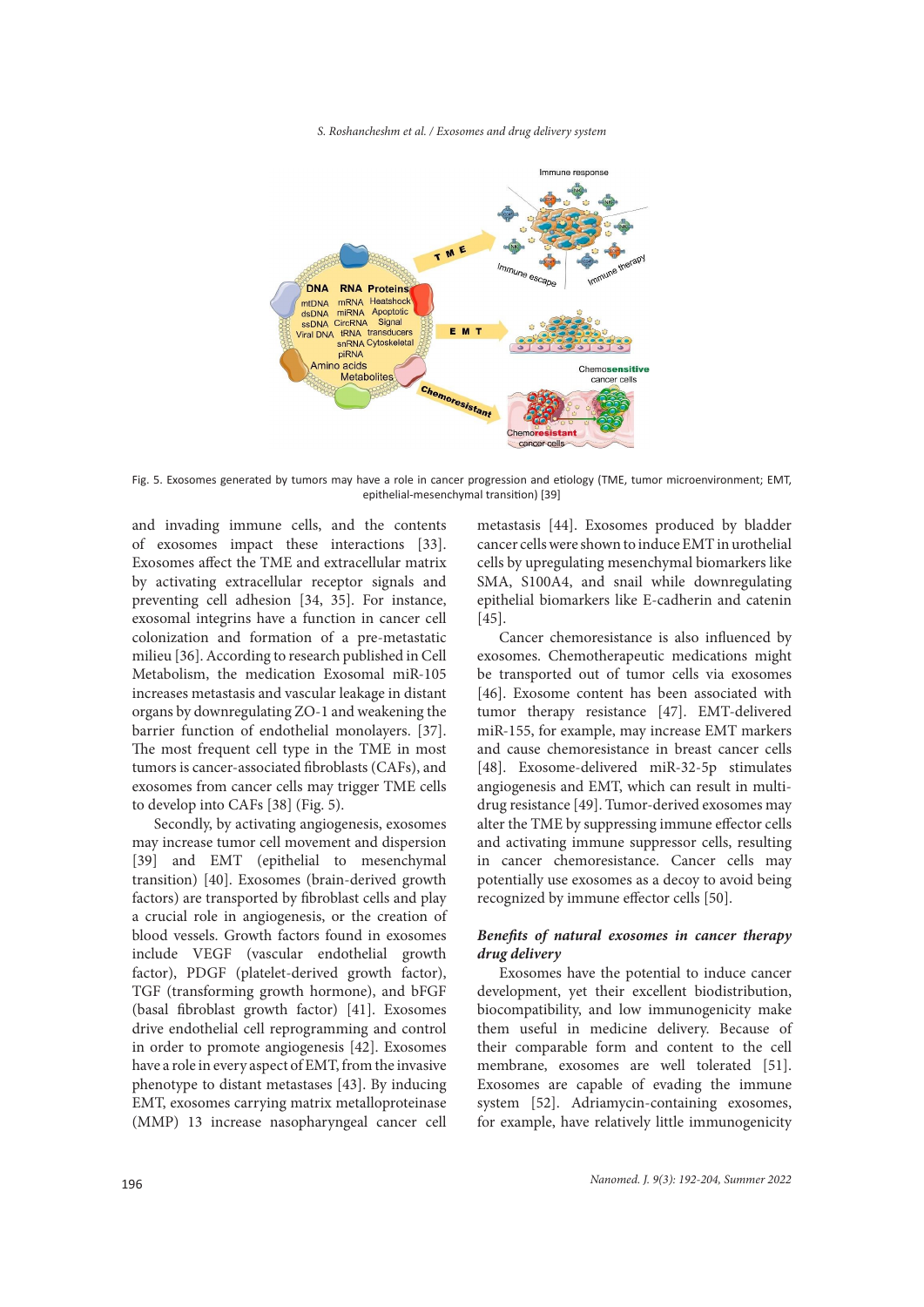Fig. 5. Exosomes generated by tumors may have a role in cancer progression and etiology (TME, tumor microenvironment; EMT, epithelial-mesenchymal transition) [39]

and invading immune cells, and the contents of exosomes impact these interactions [33]. Exosomes affect the TME and extracellular matrix by activating extracellular receptor signals and preventing cell adhesion [34, 35]. For instance, exosomal integrins have a function in cancer cell colonization and formation of a pre-metastatic milieu [36]. According to research published in Cell Metabolism, the medication Exosomal miR-105 increases metastasis and vascular leakage in distant organs by downregulating ZO-1 and weakening the barrier function of endothelial monolayers. [37]. The most frequent cell type in the TME in most tumors is cancer-associated fibroblasts (CAFs), and exosomes from cancer cells may trigger TME cells to develop into CAFs [38] (Fig. 5).

Secondly, by activating angiogenesis, exosomes may increase tumor cell movement and dispersion [39] and EMT (epithelial to mesenchymal transition) [40]. Exosomes (brain-derived growth factors) are transported by fibroblast cells and play a crucial role in angiogenesis, or the creation of blood vessels. Growth factors found in exosomes include VEGF (vascular endothelial growth factor), PDGF (platelet-derived growth factor), TGF (transforming growth hormone), and bFGF (basal fibroblast growth factor) [41]. Exosomes drive endothelial cell reprogramming and control in order to promote angiogenesis [42]. Exosomes have a role in every aspect of EMT, from the invasive phenotype to distant metastases [43]. By inducing EMT, exosomes carrying matrix metalloproteinase (MMP) 13 increase nasopharyngeal cancer cell metastasis [44]. Exosomes produced by bladder cancer cells were shown to induce EMT in urothelial cells by upregulating mesenchymal biomarkers like SMA, S100A4, and snail while downregulating epithelial biomarkers like E-cadherin and catenin [45].

Cancer chemoresistance is also influenced by exosomes. Chemotherapeutic medications might be transported out of tumor cells via exosomes [46]. Exosome content has been associated with tumor therapy resistance [47]. EMT-delivered miR-155, for example, may increase EMT markers and cause chemoresistance in breast cancer cells [48]. Exosome-delivered miR-32-5p stimulates angiogenesis and EMT, which can result in multi-drug resistance [49]. Tumor-derived exosomes may alter the TME by suppressing immune effector cells and activating immune suppressor cells, resulting in cancer chemoresistance. Cancer cells may potentially use exosomes as a decoy to avoid being recognized by immune effector cells [50].

### *Benefits of natural exosomes in cancer therapy drug delivery*

Exosomes have the potential to induce cancer development, yet their excellent biodistribution, biocompatibility, and low immunogenicity make them useful in medicine delivery. Because of their comparable form and content to the cell membrane, exosomes are well tolerated [51]. Exosomes are capable of evading the immune system [52]. Adriamycin-containing exosomes, for example, have relatively little immunogenicity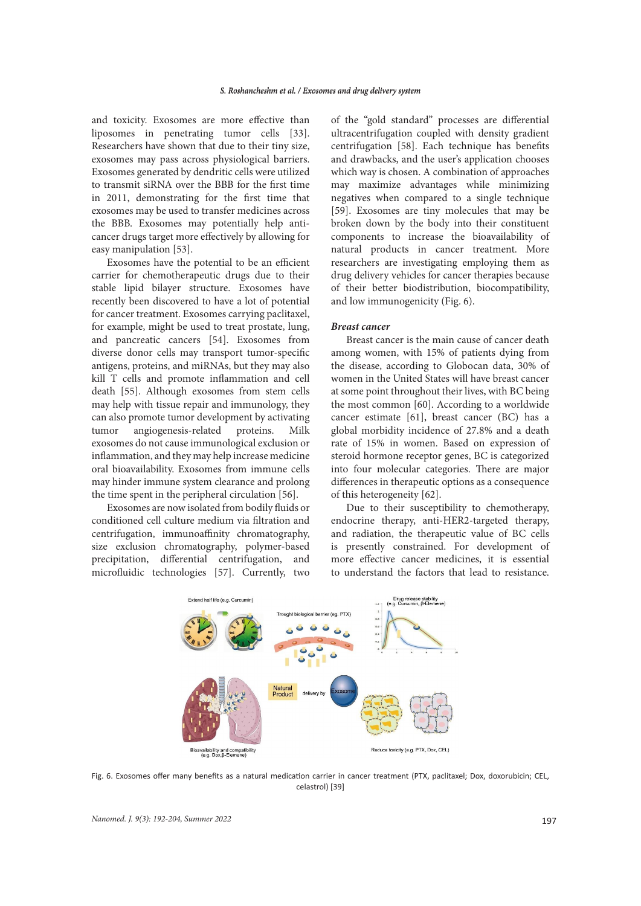and toxicity. Exosomes are more effective than liposomes in penetrating tumor cells [33]. Researchers have shown that due to their tiny size, exosomes may pass across physiological barriers. Exosomes generated by dendritic cells were utilized to transmit siRNA over the BBB for the first time in 2011, demonstrating for the first time that exosomes may be used to transfer medicines across the BBB. Exosomes may potentially help anti-cancer drugs target more effectively by allowing for easy manipulation [53].

Exosomes have the potential to be an efficient carrier for chemotherapeutic drugs due to their stable lipid bilayer structure. Exosomes have recently been discovered to have a lot of potential for cancer treatment. Exosomes carrying paclitaxel, for example, might be used to treat prostate, lung, and pancreatic cancers [54]. Exosomes from diverse donor cells may transport tumor-specific antigens, proteins, and miRNAs, but they may also kill T cells and promote inflammation and cell death [55]. Although exosomes from stem cells may help with tissue repair and immunology, they can also promote tumor development by activating tumor angiogenesis-related proteins. Milk exosomes do not cause immunological exclusion or inflammation, and they may help increase medicine oral bioavailability. Exosomes from immune cells may hinder immune system clearance and prolong the time spent in the peripheral circulation [56].

Exosomes are now isolated from bodily fluids or conditioned cell culture medium via filtration and centrifugation, immunoaffinity chromatography, size exclusion chromatography, polymer-based precipitation, differential centrifugation, and microfluidic technologies [57]. Currently, two of the "gold standard" processes are differential ultracentrifugation coupled with density gradient centrifugation [58]. Each technique has benefits and drawbacks, and the user's application chooses which way is chosen. A combination of approaches may maximize advantages while minimizing negatives when compared to a single technique [59]. Exosomes are tiny molecules that may be broken down by the body into their constituent components to increase the bioavailability of natural products in cancer treatment. More researchers are investigating employing them as drug delivery vehicles for cancer therapies because of their better biodistribution, biocompatibility, and low immunogenicity (Fig. 6).

### *Breast cancer*

Breast cancer is the main cause of cancer death among women, with 15% of patients dying from the disease, according to Globocan data, 30% of women in the United States will have breast cancer at some point throughout their lives, with BC being the most common [60]. According to a worldwide cancer estimate [61], breast cancer (BC) has a global morbidity incidence of 27.8% and a death rate of 15% in women. Based on expression of steroid hormone receptor genes, BC is categorized into four molecular categories. There are major differences in therapeutic options as a consequence of this heterogeneity [62].

Due to their susceptibility to chemotherapy, endocrine therapy, anti-HER2-targeted therapy, and radiation, the therapeutic value of BC cells is presently constrained. For development of more effective cancer medicines, it is essential to understand the factors that lead to resistance.

Fig. 6. Exosomes offer many benefits as a natural medication carrier in cancer treatment (PTX, paclitaxel; Dox, doxorubicin; CEL, celastrol) [39]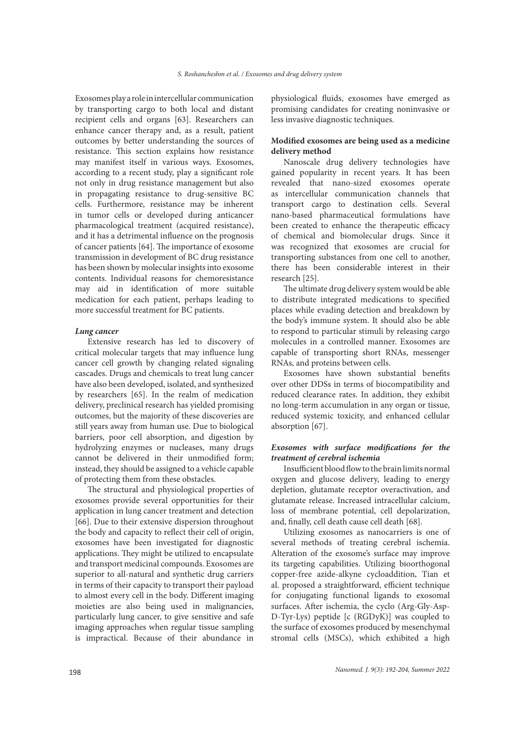Exosomes play a role in intercellular communication by transporting cargo to both local and distant recipient cells and organs [63]. Researchers can enhance cancer therapy and, as a result, patient outcomes by better understanding the sources of resistance. This section explains how resistance may manifest itself in various ways. Exosomes, according to a recent study, play a significant role not only in drug resistance management but also in propagating resistance to drug-sensitive BC cells. Furthermore, resistance may be inherent in tumor cells or developed during anticancer pharmacological treatment (acquired resistance), and it has a detrimental influence on the prognosis of cancer patients [64]. The importance of exosome transmission in development of BC drug resistance has been shown by molecular insights into exosome contents. Individual reasons for chemoresistance may aid in identification of more suitable medication for each patient, perhaps leading to more successful treatment for BC patients.

#### *Lung cancer*

Extensive research has led to discovery of critical molecular targets that may influence lung cancer cell growth by changing related signaling cascades. Drugs and chemicals to treat lung cancer have also been developed, isolated, and synthesized by researchers [65]. In the realm of medication delivery, preclinical research has yielded promising outcomes, but the majority of these discoveries are still years away from human use. Due to biological barriers, poor cell absorption, and digestion by hydrolyzing enzymes or nucleases, many drugs cannot be delivered in their unmodified form; instead, they should be assigned to a vehicle capable of protecting them from these obstacles.

The structural and physiological properties of exosomes provide several opportunities for their application in lung cancer treatment and detection [66]. Due to their extensive dispersion throughout the body and capacity to reflect their cell of origin, exosomes have been investigated for diagnostic applications. They might be utilized to encapsulate and transport medicinal compounds. Exosomes are superior to all-natural and synthetic drug carriers in terms of their capacity to transport their payload to almost every cell in the body. Different imaging moieties are also being used in malignancies, particularly lung cancer, to give sensitive and safe imaging approaches when regular tissue sampling is impractical. Because of their abundance in physiological fluids, exosomes have emerged as promising candidates for creating noninvasive or less invasive diagnostic techniques.

### **Modified exosomes are being used as a medicine delivery method**

Nanoscale drug delivery technologies have gained popularity in recent years. It has been revealed that nano-sized exosomes operate as intercellular communication channels that transport cargo to destination cells. Several nano-based pharmaceutical formulations have been created to enhance the therapeutic efficacy of chemical and biomolecular drugs. Since it was recognized that exosomes are crucial for transporting substances from one cell to another, there has been considerable interest in their research [25].

The ultimate drug delivery system would be able to distribute integrated medications to specified places while evading detection and breakdown by the body's immune system. It should also be able to respond to particular stimuli by releasing cargo molecules in a controlled manner. Exosomes are capable of transporting short RNAs, messenger RNAs, and proteins between cells.

Exosomes have shown substantial benefits over other DDSs in terms of biocompatibility and reduced clearance rates. In addition, they exhibit no long-term accumulation in any organ or tissue, reduced systemic toxicity, and enhanced cellular absorption [67].

#### ***Exosomes with surface modifications for the treatment of cerebral ischemia***

Insufficient blood flow to the brain limits normal oxygen and glucose delivery, leading to energy depletion, glutamate receptor overactivation, and glutamate release. Increased intracellular calcium, loss of membrane potential, cell depolarization, and, finally, cell death cause cell death [68].

Utilizing exosomes as nanocarriers is one of several methods of treating cerebral ischemia. Alteration of the exosome's surface may improve its targeting capabilities. Utilizing bioorthogonal copper-free azide-alkyne cycloaddition, Tian et al. proposed a straightforward, efficient technique for conjugating functional ligands to exosomal surfaces. After ischemia, the cyclo (Arg-Gly-Asp-D-Tyr-Lys) peptide [c (RGDyK)] was coupled to the surface of exosomes produced by mesenchymal stromal cells (MSCs), which exhibited a high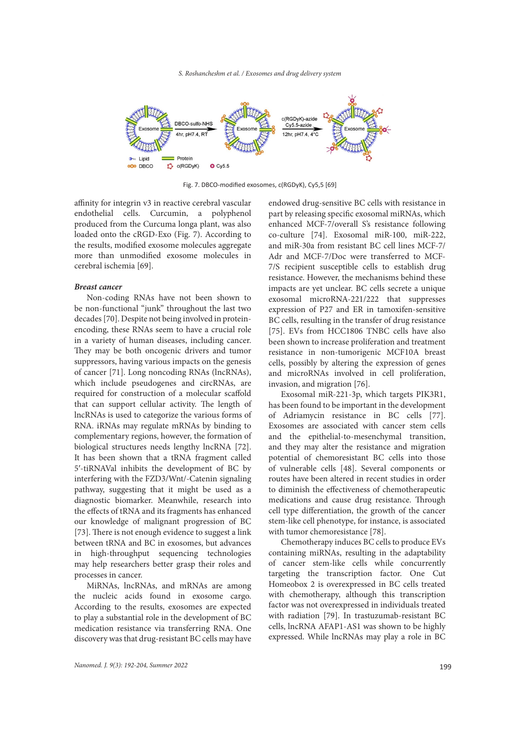Fig. 7. DBCO-modified exosomes, c(RGDyK), Cy5,5 [69]

affinity for integrin v3 in reactive cerebral vascular endothelial cells. Curcumin, a polyphenol produced from the Curcuma longa plant, was also loaded onto the cRGD-Exo (Fig. 7). According to the results, modified exosome molecules aggregate more than unmodified exosome molecules in cerebral ischemia [69].

***Breast cancer***

Non-coding RNAs have not been shown to be non-functional "junk" throughout the last two decades [70]. Despite not being involved in protein-encoding, these RNAs seem to have a crucial role in a variety of human diseases, including cancer. They may be both oncogenic drivers and tumor suppressors, having various impacts on the genesis of cancer [71]. Long noncoding RNAs (lncRNAs), which include pseudogenes and circRNAs, are required for construction of a molecular scaffold that can support cellular activity. The length of lncRNAs is used to categorize the various forms of RNA. iRNAs may regulate mRNAs by binding to complementary regions, however, the formation of biological structures needs lengthy lncRNA [72]. It has been shown that a tRNA fragment called 5′-tiRNAVal inhibits the development of BC by interfering with the FZD3/Wnt/-Catenin signaling pathway, suggesting that it might be used as a diagnostic biomarker. Meanwhile, research into the effects of tRNA and its fragments has enhanced our knowledge of malignant progression of BC [73]. There is not enough evidence to suggest a link between tRNA and BC in exosomes, but advances in high-throughput sequencing technologies may help researchers better grasp their roles and processes in cancer.

MiRNAs, lncRNAs, and mRNAs are among the nucleic acids found in exosome cargo. According to the results, exosomes are expected to play a substantial role in the development of BC medication resistance via transferring RNA. One discovery was that drug-resistant BC cells may have endowed drug-sensitive BC cells with resistance in part by releasing specific exosomal miRNAs, which enhanced MCF-7/overall S's resistance following co-culture [74]. Exosomal miR-100, miR-222, and miR-30a from resistant BC cell lines MCF-7/Adr and MCF-7/Doc were transferred to MCF-7/S recipient susceptible cells to establish drug resistance. However, the mechanisms behind these impacts are yet unclear. BC cells secrete a unique exosomal microRNA-221/222 that suppresses expression of P27 and ER in tamoxifen-sensitive BC cells, resulting in the transfer of drug resistance [75]. EVs from HCC1806 TNBC cells have also been shown to increase proliferation and treatment resistance in non-tumorigenic MCF10A breast cells, possibly by altering the expression of genes and microRNAs involved in cell proliferation, invasion, and migration [76].

Exosomal miR-221-3p, which targets PIK3R1, has been found to be important in the development of Adriamycin resistance in BC cells [77]. Exosomes are associated with cancer stem cells and the epithelial-to-mesenchymal transition, and they may alter the resistance and migration potential of chemoresistant BC cells into those of vulnerable cells [48]. Several components or routes have been altered in recent studies in order to diminish the effectiveness of chemotherapeutic medications and cause drug resistance. Through cell type differentiation, the growth of the cancer stem-like cell phenotype, for instance, is associated with tumor chemoresistance [78].

Chemotherapy induces BC cells to produce EVs containing miRNAs, resulting in the adaptability of cancer stem-like cells while concurrently targeting the transcription factor. One Cut Homeobox 2 is overexpressed in BC cells treated with chemotherapy, although this transcription factor was not overexpressed in individuals treated with radiation [79]. In trastuzumab-resistant BC cells, lncRNA AFAP1-AS1 was shown to be highly expressed. While lncRNAs may play a role in BC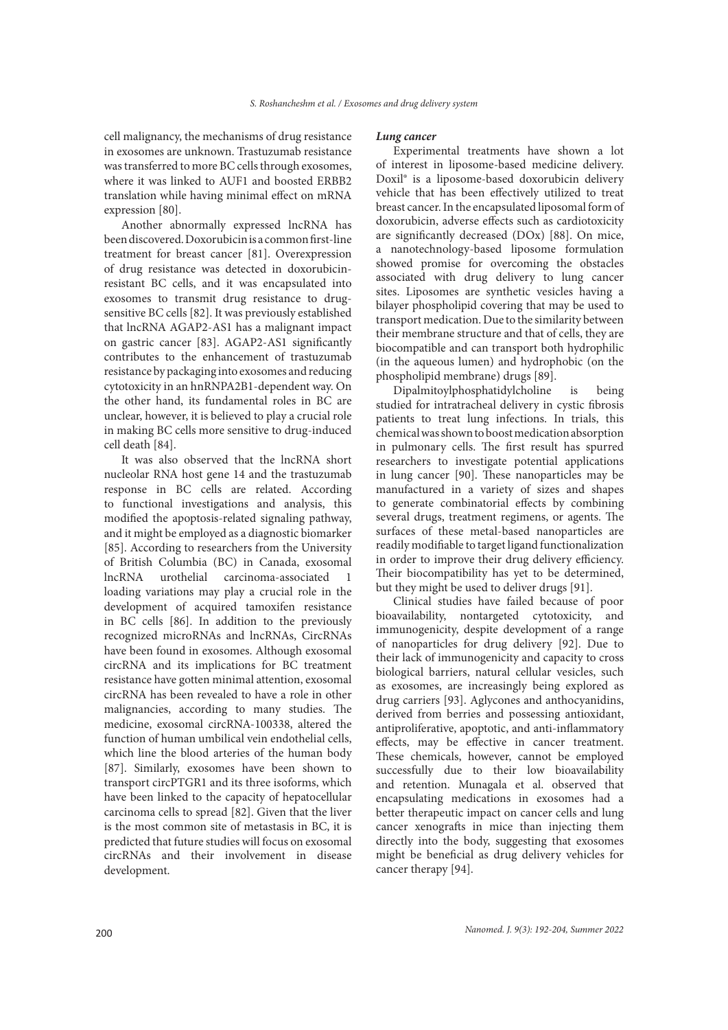cell malignancy, the mechanisms of drug resistance in exosomes are unknown. Trastuzumab resistance was transferred to more BC cells through exosomes, where it was linked to AUF1 and boosted ERBB2 translation while having minimal effect on mRNA expression [80].

Another abnormally expressed lncRNA has been discovered. Doxorubicin is a common first-line treatment for breast cancer [81]. Overexpression of drug resistance was detected in doxorubicin-resistant BC cells, and it was encapsulated into exosomes to transmit drug resistance to drug-sensitive BC cells [82]. It was previously established that lncRNA AGAP2-AS1 has a malignant impact on gastric cancer [83]. AGAP2-AS1 significantly contributes to the enhancement of trastuzumab resistance by packaging into exosomes and reducing cytotoxicity in an hnRNPA2B1-dependent way. On the other hand, its fundamental roles in BC are unclear, however, it is believed to play a crucial role in making BC cells more sensitive to drug-induced cell death [84].

It was also observed that the lncRNA short nucleolar RNA host gene 14 and the trastuzumab response in BC cells are related. According to functional investigations and analysis, this modified the apoptosis-related signaling pathway, and it might be employed as a diagnostic biomarker [85]. According to researchers from the University of British Columbia (BC) in Canada, exosomal lncRNA urothelial carcinoma-associated 1 loading variations may play a crucial role in the development of acquired tamoxifen resistance in BC cells [86]. In addition to the previously recognized microRNAs and lncRNAs, CircRNAs have been found in exosomes. Although exosomal circRNA and its implications for BC treatment resistance have gotten minimal attention, exosomal circRNA has been revealed to have a role in other malignancies, according to many studies. The medicine, exosomal circRNA-100338, altered the function of human umbilical vein endothelial cells, which line the blood arteries of the human body [87]. Similarly, exosomes have been shown to transport circPTGR1 and its three isoforms, which have been linked to the capacity of hepatocellular carcinoma cells to spread [82]. Given that the liver is the most common site of metastasis in BC, it is predicted that future studies will focus on exosomal circRNAs and their involvement in disease development.

***Lung cancer***

Experimental treatments have shown a lot of interest in liposome-based medicine delivery. Doxil® is a liposome-based doxorubicin delivery vehicle that has been effectively utilized to treat breast cancer. In the encapsulated liposomal form of doxorubicin, adverse effects such as cardiotoxicity are significantly decreased (DOx) [88]. On mice, a nanotechnology-based liposome formulation showed promise for overcoming the obstacles associated with drug delivery to lung cancer sites. Liposomes are synthetic vesicles having a bilayer phospholipid covering that may be used to transport medication. Due to the similarity between their membrane structure and that of cells, they are biocompatible and can transport both hydrophilic (in the aqueous lumen) and hydrophobic (on the phospholipid membrane) drugs [89].

Dipalmitoylphosphatidylcholine is being studied for intratracheal delivery in cystic fibrosis patients to treat lung infections. In trials, this chemical was shown to boost medication absorption in pulmonary cells. The first result has spurred researchers to investigate potential applications in lung cancer [90]. These nanoparticles may be manufactured in a variety of sizes and shapes to generate combinatorial effects by combining several drugs, treatment regimens, or agents. The surfaces of these metal-based nanoparticles are readily modifiable to target ligand functionalization in order to improve their drug delivery efficiency. Their biocompatibility has yet to be determined, but they might be used to deliver drugs [91].

Clinical studies have failed because of poor bioavailability, nontargeted cytotoxicity, and immunogenicity, despite development of a range of nanoparticles for drug delivery [92]. Due to their lack of immunogenicity and capacity to cross biological barriers, natural cellular vesicles, such as exosomes, are increasingly being explored as drug carriers [93]. Aglycones and anthocyanidins, derived from berries and possessing antioxidant, antiproliferative, apoptotic, and anti-inflammatory effects, may be effective in cancer treatment. These chemicals, however, cannot be employed successfully due to their low bioavailability and retention. Munagala et al. observed that encapsulating medications in exosomes had a better therapeutic impact on cancer cells and lung cancer xenografts in mice than injecting them directly into the body, suggesting that exosomes might be beneficial as drug delivery vehicles for cancer therapy [94].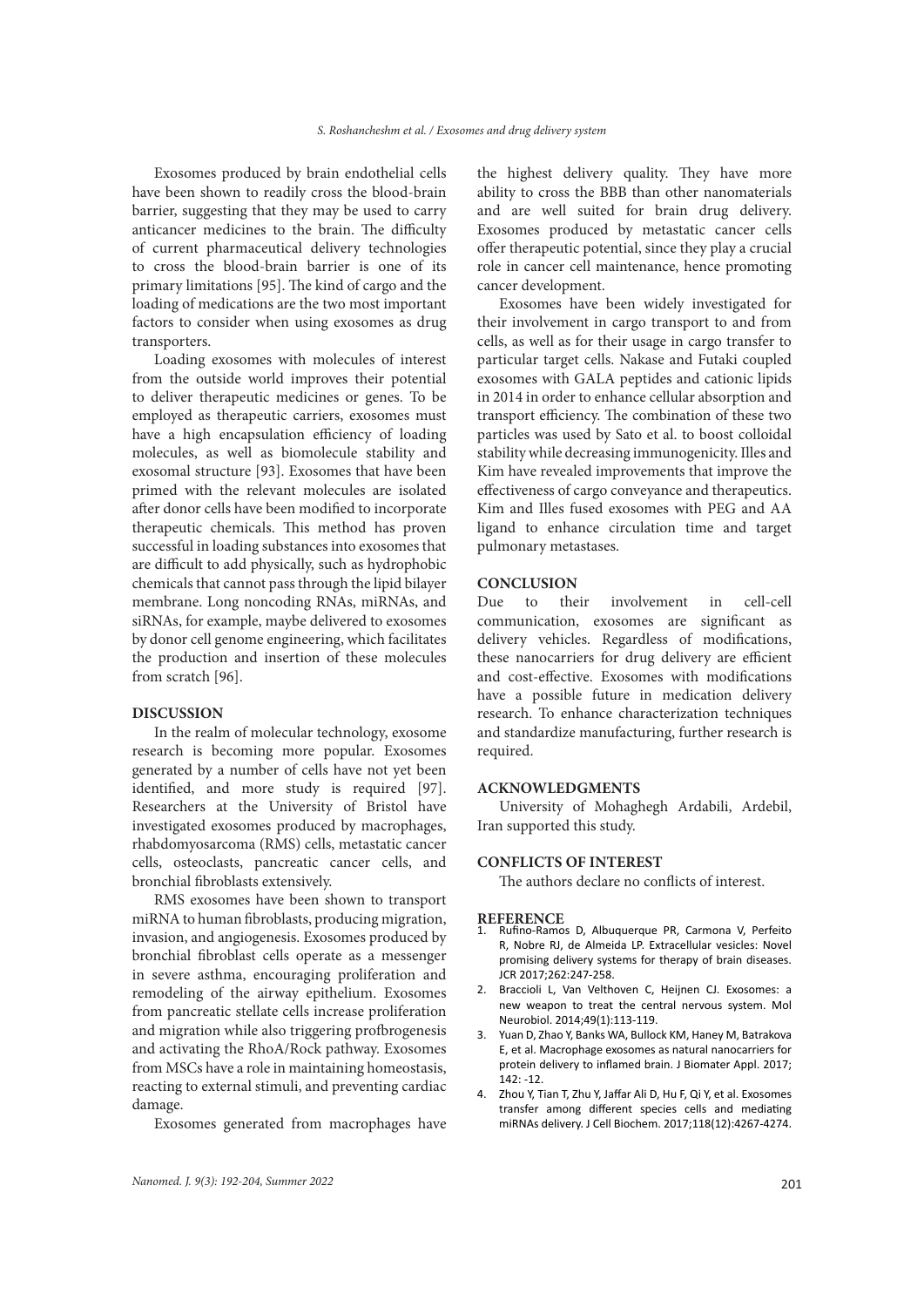Exosomes produced by brain endothelial cells have been shown to readily cross the blood-brain barrier, suggesting that they may be used to carry anticancer medicines to the brain. The difficulty of current pharmaceutical delivery technologies to cross the blood-brain barrier is one of its primary limitations [95]. The kind of cargo and the loading of medications are the two most important factors to consider when using exosomes as drug transporters.

Loading exosomes with molecules of interest from the outside world improves their potential to deliver therapeutic medicines or genes. To be employed as therapeutic carriers, exosomes must have a high encapsulation efficiency of loading molecules, as well as biomolecule stability and exosomal structure [93]. Exosomes that have been primed with the relevant molecules are isolated after donor cells have been modified to incorporate therapeutic chemicals. This method has proven successful in loading substances into exosomes that are difficult to add physically, such as hydrophobic chemicals that cannot pass through the lipid bilayer membrane. Long noncoding RNAs, miRNAs, and siRNAs, for example, maybe delivered to exosomes by donor cell genome engineering, which facilitates the production and insertion of these molecules from scratch [96].

## DISCUSSION

In the realm of molecular technology, exosome research is becoming more popular. Exosomes generated by a number of cells have not yet been identified, and more study is required [97]. Researchers at the University of Bristol have investigated exosomes produced by macrophages, rhabdomyosarcoma (RMS) cells, metastatic cancer cells, osteoclasts, pancreatic cancer cells, and bronchial fibroblasts extensively.

RMS exosomes have been shown to transport miRNA to human fibroblasts, producing migration, invasion, and angiogenesis. Exosomes produced by bronchial fibroblast cells operate as a messenger in severe asthma, encouraging proliferation and remodeling of the airway epithelium. Exosomes from pancreatic stellate cells increase proliferation and migration while also triggering profbrogenesis and activating the RhoA/Rock pathway. Exosomes from MSCs have a role in maintaining homeostasis, reacting to external stimuli, and preventing cardiac damage.

Exosomes generated from macrophages have the highest delivery quality. They have more ability to cross the BBB than other nanomaterials and are well suited for brain drug delivery. Exosomes produced by metastatic cancer cells offer therapeutic potential, since they play a crucial role in cancer cell maintenance, hence promoting cancer development.

Exosomes have been widely investigated for their involvement in cargo transport to and from cells, as well as for their usage in cargo transfer to particular target cells. Nakase and Futaki coupled exosomes with GALA peptides and cationic lipids in 2014 in order to enhance cellular absorption and transport efficiency. The combination of these two particles was used by Sato et al. to boost colloidal stability while decreasing immunogenicity. Illes and Kim have revealed improvements that improve the effectiveness of cargo conveyance and therapeutics. Kim and Illes fused exosomes with PEG and AA ligand to enhance circulation time and target pulmonary metastases.

## CONCLUSION

Due to their involvement in cell-cell communication, exosomes are significant as delivery vehicles. Regardless of modifications, these nanocarriers for drug delivery are efficient and cost-effective. Exosomes with modifications have a possible future in medication delivery research. To enhance characterization techniques and standardize manufacturing, further research is required.

## ACKNOWLEDGMENTS

University of Mohaghegh Ardabili, Ardebil, Iran supported this study.

## CONFLICTS OF INTEREST

The authors declare no conflicts of interest.

## REFERENCE

1. Rufino-Ramos D, Albuquerque PR, Carmona V, Perfeito R, Nobre RJ, de Almeida LP. Extracellular vesicles: Novel promising delivery systems for therapy of brain diseases. JCR 2017;262:247-258.
2. Braccioli L, Van Velthoven C, Heijnen CJ. Exosomes: a new weapon to treat the central nervous system. Mol Neurobiol. 2014;49(1):113-119.
3. Yuan D, Zhao Y, Banks WA, Bullock KM, Haney M, Batrakova E, et al. Macrophage exosomes as natural nanocarriers for protein delivery to inflamed brain. J Biomater Appl. 2017; 142: -12.
4. Zhou Y, Tian T, Zhu Y, Jaffar Ali D, Hu F, Qi Y, et al. Exosomes transfer among different species cells and mediating miRNAs delivery. J Cell Biochem. 2017;118(12):4267-4274.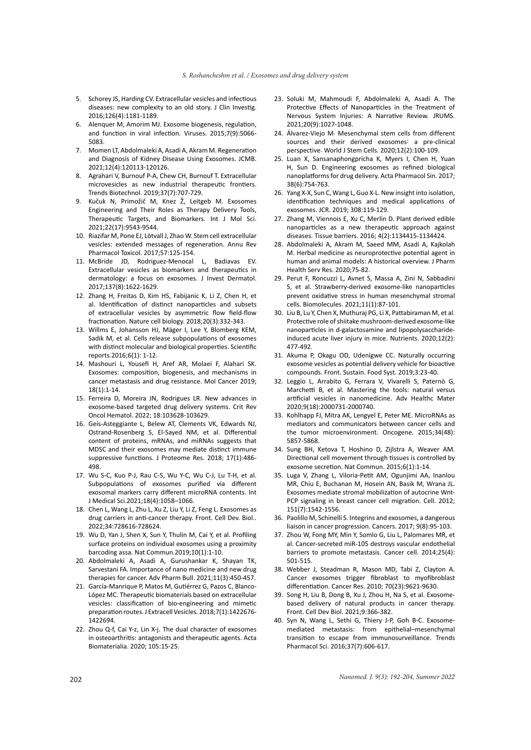5. Schorey JS, Harding CV. Extracellular vesicles and infectious diseases: new complexity to an old story. J Clin Investig. 2016;126(4):1181-1189.
6. Alenquer M, Amorim MJ. Exosome biogenesis, regulation, and function in viral infection. Viruses. 2015;7(9):5066-5083.
7. Momen LT, Abdolmaleki A, Asadi A, Akram M. Regeneration and Diagnosis of Kidney Disease Using Exosomes. JCMB. 2021;12(4):120113-120126.
8. Agrahari V, Burnouf P-A, Chew CH, Burnouf T. Extracellular microvesicles as new industrial therapeutic frontiers. Trends Biotechnol. 2019;37(7):707-729.
9. Kučuk N, Primožič M, Knez Ž, Leitgeb M. Exosomes Engineering and Their Roles as Therapy Delivery Tools, Therapeutic Targets, and Biomarkers. Int J Mol Sci. 2021;22(17):9543-9544.
10. Riazifar M, Pone EJ, Lötvall J, Zhao W. Stem cell extracellular vesicles: extended messages of regeneration. Annu Rev Pharmacol Toxicol. 2017;57:125-154.
11. McBride JD, Rodriguez-Menocal L, Badiavas EV. Extracellular vesicles as biomarkers and therapeutics in dermatology: a focus on exosomes. J Invest Dermatol. 2017;137(8):1622-1629.
12. Zhang H, Freitas D, Kim HS, Fabijanic K, Li Z, Chen H, et al. Identification of distinct nanoparticles and subsets of extracellular vesicles by asymmetric flow field-flow fractionation. Nature cell biology. 2018;20(3):332-343.
13. Willms E, Johansson HJ, Mäger I, Lee Y, Blomberg KEM, Sadik M, et al. Cells release subpopulations of exosomes with distinct molecular and biological properties. Scientific reports.2016;6(1): 1-12.
14. Mashouri L, Yousefi H, Aref AR, Molaei F, Alahari SK. Exosomes: composition, biogenesis, and mechanisms in cancer metastasis and drug resistance. Mol Cancer 2019; 18(1):1-14.
15. Ferreira D, Moreira JN, Rodrigues LR. New advances in exosome-based targeted drug delivery systems. Crit Rev Oncol Hematol. 2022; 18:103628-103629.
16. Geis-Asteggiante L, Belew AT, Clements VK, Edwards NJ, Ostrand-Rosenberg S, El-Sayed NM, et al. Differential content of proteins, mRNAs, and miRNAs suggests that MDSC and their exosomes may mediate distinct immune suppressive functions. J Proteome Res. 2018; 17(1):486-498.
17. Wu S-C, Kuo P-J, Rau C-S, Wu Y-C, Wu C-J, Lu T-H, et al. Subpopulations of exosomes purified via different exosomal markers carry different microRNA contents. Int J Medical Sci.2021;18(4):1058–1066.
18. Chen L, Wang L, Zhu L, Xu Z, Liu Y, Li Z, Feng L. Exosomes as drug carriers in anti-cancer therapy. Front. Cell Dev. Biol.. 2022;34:728616-728624.
19. Wu D, Yan J, Shen X, Sun Y, Thulin M, Cai Y, et al. Profiling surface proteins on individual exosomes using a proximity barcoding assa. Nat Commun.2019;10(1):1-10.
20. Abdolmaleki A, Asadi A, Gurushankar K, Shayan TK, Sarvestani FA. Importance of nano medicine and new drug therapies for cancer. Adv Pharm Bull. 2021;11(3):450-457.
21. García-Manrique P, Matos M, Gutiérrez G, Pazos C, Blanco-López MC. Therapeutic biomaterials based on extracellular vesicles: classification of bio-engineering and mimetic preparation routes. J Extracell Vesicles. 2018;7(1):1422676-1422694.
22. Zhou Q-f, Cai Y-z, Lin X-j. The dual character of exosomes in osteoarthritis: antagonists and therapeutic agents. Acta Biomaterialia. 2020; 105:15-25.
23. Soluki M, Mahmoudi F, Abdolmaleki A, Asadi A. The Protective Effects of Nanoparticles in the Treatment of Nervous System Injuries: A Narrative Review. JRUMS. 2021;20(9):1027-1048.
24. Álvarez-Viejo M· Mesenchymal stem cells from different sources and their derived exosomes: a pre-clinical perspective· World J Stem Cells. 2020;12(2):100-109.
25. Luan X, Sansanaphongpricha K, Myers I, Chen H, Yuan H, Sun D. Engineering exosomes as refined biological nanoplatforms for drug delivery. Acta Pharmacol Sin. 2017; 38(6):754-763.
26. Yang X-X, Sun C, Wang L, Guo X-L. New insight into isolation, identification techniques and medical applications of exosomes. JCR. 2019; 308:119-129.
27. Zhang M, Viennois E, Xu C, Merlin D. Plant derived edible nanoparticles as a new therapeutic approach against diseases. Tissue barriers. 2016; 4(2):1134415-1134424.
28. Abdolmaleki A, Akram M, Saeed MM, Asadi A, Kajkolah M. Herbal medicine as neuroprotective potential agent in human and animal models: A historical overview. J Pharm Health Serv Res. 2020;75-82.
29. Perut F, Roncuzzi L, Avnet S, Massa A, Zini N, Sabbadini S, et al. Strawberry-derived exosome-like nanoparticles prevent oxidative stress in human mesenchymal stromal cells. Biomolecules. 2021;11(1):87-101.
30. Liu B, Lu Y, Chen X, Muthuraj PG, Li X, Pattabiraman M, et al. Protective role of shiitake mushroom-derived exosome-like nanoparticles in d-galactosamine and lipopolysaccharide-induced acute liver injury in mice. Nutrients. 2020;12(2): 477-492.
31. Akuma P, Okagu OD, Udenigwe CC. Naturally occurring exosome vesicles as potential delivery vehicle for bioactive compounds. Front. Sustain. Food Syst. 2019;3:23-40.
32. Leggio L, Arrabito G, Ferrara V, Vivarelli S, Paternò G, Marchetti B, et al. Mastering the tools: natural versus artificial vesicles in nanomedicine. Adv Healthc Mater 2020;9(18):2000731-2000740.
33. Kohlhapp FJ, Mitra AK, Lengyel E, Peter ME. MicroRNAs as mediators and communicators between cancer cells and the tumor microenvironment. Oncogene. 2015;34(48): 5857-5868.
34. Sung BH, Ketova T, Hoshino D, Zijlstra A, Weaver AM. Directional cell movement through tissues is controlled by exosome secretion. Nat Commun. 2015;6(1):1-14.
35. Luga V, Zhang L, Viloria-Petit AM, Ogunjimi AA, Inanlou MR, Chiu E, Buchanan M, Hosein AN, Basik M, Wrana JL. Exosomes mediate stromal mobilization of autocrine Wnt-PCP signaling in breast cancer cell migration. Cell. 2012; 151(7):1542-1556.
36. Paolillo M, Schinelli S. Integrins and exosomes, a dangerous liaison in cancer progression. Cancers. 2017; 9(8):95-103.
37. Zhou W, Fong MY, Min Y, Somlo G, Liu L, Palomares MR, et al. Cancer-secreted miR-105 destroys vascular endothelial barriers to promote metastasis. Cancer cell. 2014;25(4): 501-515.
38. Webber J, Steadman R, Mason MD, Tabi Z, Clayton A. Cancer exosomes trigger fibroblast to myofibroblast differentiation. Cancer Res. 2010; 70(23):9621-9630.
39. Song H, Liu B, Dong B, Xu J, Zhou H, Na S, et al. Exosome-based delivery of natural products in cancer therapy. Front. Cell Dev Biol. 2021;9:366-382.
40. Syn N, Wang L, Sethi G, Thiery J-P, Goh B-C. Exosome-mediated metastasis: from epithelial–mesenchymal transition to escape from immunosurveillance. Trends Pharmacol Sci. 2016;37(7):606-617.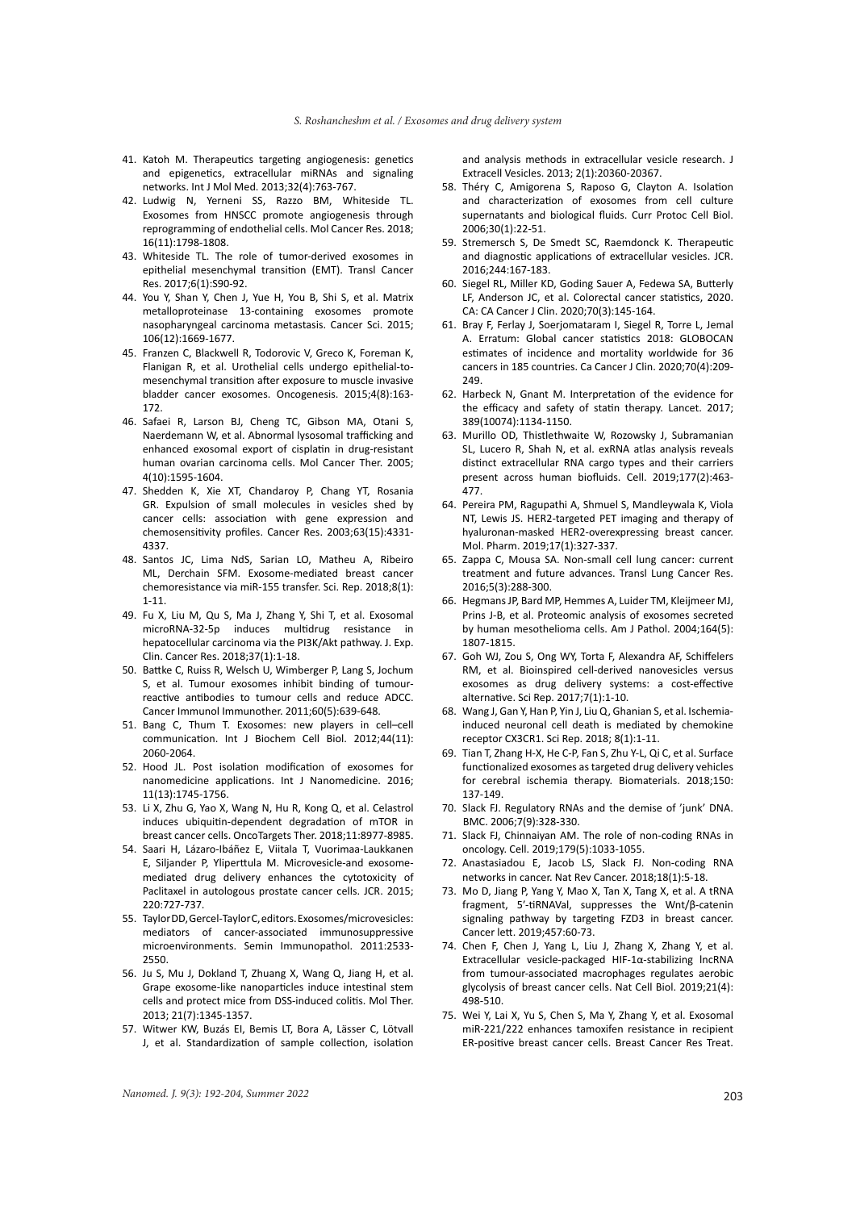41. Katoh M. Therapeutics targeting angiogenesis: genetics and epigenetics, extracellular miRNAs and signaling networks. Int J Mol Med. 2013;32(4):763-767.
42. Ludwig N, Yerneni SS, Razzo BM, Whiteside TL. Exosomes from HNSCC promote angiogenesis through reprogramming of endothelial cells. Mol Cancer Res. 2018; 16(11):1798-1808.
43. Whiteside TL. The role of tumor-derived exosomes in epithelial mesenchymal transition (EMT). Transl Cancer Res. 2017;6(1):S90-92.
44. You Y, Shan Y, Chen J, Yue H, You B, Shi S, et al. Matrix metalloproteinase 13-containing exosomes promote nasopharyngeal carcinoma metastasis. Cancer Sci. 2015; 106(12):1669-1677.
45. Franzen C, Blackwell R, Todorovic V, Greco K, Foreman K, Flanigan R, et al. Urothelial cells undergo epithelial-to-mesenchymal transition after exposure to muscle invasive bladder cancer exosomes. Oncogenesis. 2015;4(8):163-172.
46. Safaei R, Larson BJ, Cheng TC, Gibson MA, Otani S, Naerdemann W, et al. Abnormal lysosomal trafficking and enhanced exosomal export of cisplatin in drug-resistant human ovarian carcinoma cells. Mol Cancer Ther. 2005; 4(10):1595-1604.
47. Shedden K, Xie XT, Chandaroy P, Chang YT, Rosania GR. Expulsion of small molecules in vesicles shed by cancer cells: association with gene expression and chemosensitivity profiles. Cancer Res. 2003;63(15):4331-4337.
48. Santos JC, Lima NdS, Sarian LO, Matheu A, Ribeiro ML, Derchain SFM. Exosome-mediated breast cancer chemoresistance via miR-155 transfer. Sci. Rep. 2018;8(1):1-11.
49. Fu X, Liu M, Qu S, Ma J, Zhang Y, Shi T, et al. Exosomal microRNA-32-5p induces multidrug resistance in hepatocellular carcinoma via the PI3K/Akt pathway. J. Exp. Clin. Cancer Res. 2018;37(1):1-18.
50. Battke C, Ruiss R, Welsch U, Wimberger P, Lang S, Jochum S, et al. Tumour exosomes inhibit binding of tumour-reactive antibodies to tumour cells and reduce ADCC. Cancer Immunol Immunother. 2011;60(5):639-648.
51. Bang C, Thum T. Exosomes: new players in cell–cell communication. Int J Biochem Cell Biol. 2012;44(11):2060-2064.
52. Hood JL. Post isolation modification of exosomes for nanomedicine applications. Int J Nanomedicine. 2016; 11(13):1745-1756.
53. Li X, Zhu G, Yao X, Wang N, Hu R, Kong Q, et al. Celastrol induces ubiquitin-dependent degradation of mTOR in breast cancer cells. OncoTargets Ther. 2018;11:8977-8985.
54. Saari H, Lázaro-Ibáñez E, Viitala T, Vuorimaa-Laukkanen E, Siljander P, Yliperttula M. Microvesicle-and exosome-mediated drug delivery enhances the cytotoxicity of Paclitaxel in autologous prostate cancer cells. JCR. 2015; 220:727-737.
55. Taylor DD, Gercel-Taylor C, editors. Exosomes/microvesicles: mediators of cancer-associated immunosuppressive microenvironments. Semin Immunopathol. 2011:2533-2550.
56. Ju S, Mu J, Dokland T, Zhuang X, Wang Q, Jiang H, et al. Grape exosome-like nanoparticles induce intestinal stem cells and protect mice from DSS-induced colitis. Mol Ther. 2013; 21(7):1345-1357.
57. Witwer KW, Buzás EI, Bemis LT, Bora A, Lässer C, Lötvall J, et al. Standardization of sample collection, isolation and analysis methods in extracellular vesicle research. J Extracell Vesicles. 2013; 2(1):20360-20367.
58. Théry C, Amigorena S, Raposo G, Clayton A. Isolation and characterization of exosomes from cell culture supernatants and biological fluids. Curr Protoc Cell Biol. 2006;30(1):22-51.
59. Stremersch S, De Smedt SC, Raemdonck K. Therapeutic and diagnostic applications of extracellular vesicles. JCR. 2016;244:167-183.
60. Siegel RL, Miller KD, Goding Sauer A, Fedewa SA, Butterly LF, Anderson JC, et al. Colorectal cancer statistics, 2020. CA: CA Cancer J Clin. 2020;70(3):145-164.
61. Bray F, Ferlay J, Soerjomataram I, Siegel R, Torre L, Jemal A. Erratum: Global cancer statistics 2018: GLOBOCAN estimates of incidence and mortality worldwide for 36 cancers in 185 countries. Ca Cancer J Clin. 2020;70(4):209-249.
62. Harbeck N, Gnant M. Interpretation of the evidence for the efficacy and safety of statin therapy. Lancet. 2017; 389(10074):1134-1150.
63. Murillo OD, Thistlethwaite W, Rozowsky J, Subramanian SL, Lucero R, Shah N, et al. exRNA atlas analysis reveals distinct extracellular RNA cargo types and their carriers present across human biofluids. Cell. 2019;177(2):463-477.
64. Pereira PM, Ragupathi A, Shmuel S, Mandleywala K, Viola NT, Lewis JS. HER2-targeted PET imaging and therapy of hyaluronan-masked HER2-overexpressing breast cancer. Mol. Pharm. 2019;17(1):327-337.
65. Zappa C, Mousa SA. Non-small cell lung cancer: current treatment and future advances. Transl Lung Cancer Res. 2016;5(3):288-300.
66. Hegmans JP, Bard MP, Hemmes A, Luider TM, Kleijmeer MJ, Prins J-B, et al. Proteomic analysis of exosomes secreted by human mesothelioma cells. Am J Pathol. 2004;164(5): 1807-1815.
67. Goh WJ, Zou S, Ong WY, Torta F, Alexandra AF, Schiffelers RM, et al. Bioinspired cell-derived nanovesicles versus exosomes as drug delivery systems: a cost-effective alternative. Sci Rep. 2017;7(1):1-10.
68. Wang J, Gan Y, Han P, Yin J, Liu Q, Ghanian S, et al. Ischemia-induced neuronal cell death is mediated by chemokine receptor CX3CR1. Sci Rep. 2018; 8(1):1-11.
69. Tian T, Zhang H-X, He C-P, Fan S, Zhu Y-L, Qi C, et al. Surface functionalized exosomes as targeted drug delivery vehicles for cerebral ischemia therapy. Biomaterials. 2018;150: 137-149.
70. Slack FJ. Regulatory RNAs and the demise of 'junk' DNA. BMC. 2006;7(9):328-330.
71. Slack FJ, Chinnaiyan AM. The role of non-coding RNAs in oncology. Cell. 2019;179(5):1033-1055.
72. Anastasiadou E, Jacob LS, Slack FJ. Non-coding RNA networks in cancer. Nat Rev Cancer. 2018;18(1):5-18.
73. Mo D, Jiang P, Yang Y, Mao X, Tan X, Tang X, et al. A tRNA fragment, 5'-tiRNAVal, suppresses the Wnt/β-catenin signaling pathway by targeting FZD3 in breast cancer. Cancer lett. 2019;457:60-73.
74. Chen F, Chen J, Yang L, Liu J, Zhang X, Zhang Y, et al. Extracellular vesicle-packaged HIF-1α-stabilizing lncRNA from tumour-associated macrophages regulates aerobic glycolysis of breast cancer cells. Nat Cell Biol. 2019;21(4): 498-510.
75. Wei Y, Lai X, Yu S, Chen S, Ma Y, Zhang Y, et al. Exosomal miR-221/222 enhances tamoxifen resistance in recipient ER-positive breast cancer cells. Breast Cancer Res Treat.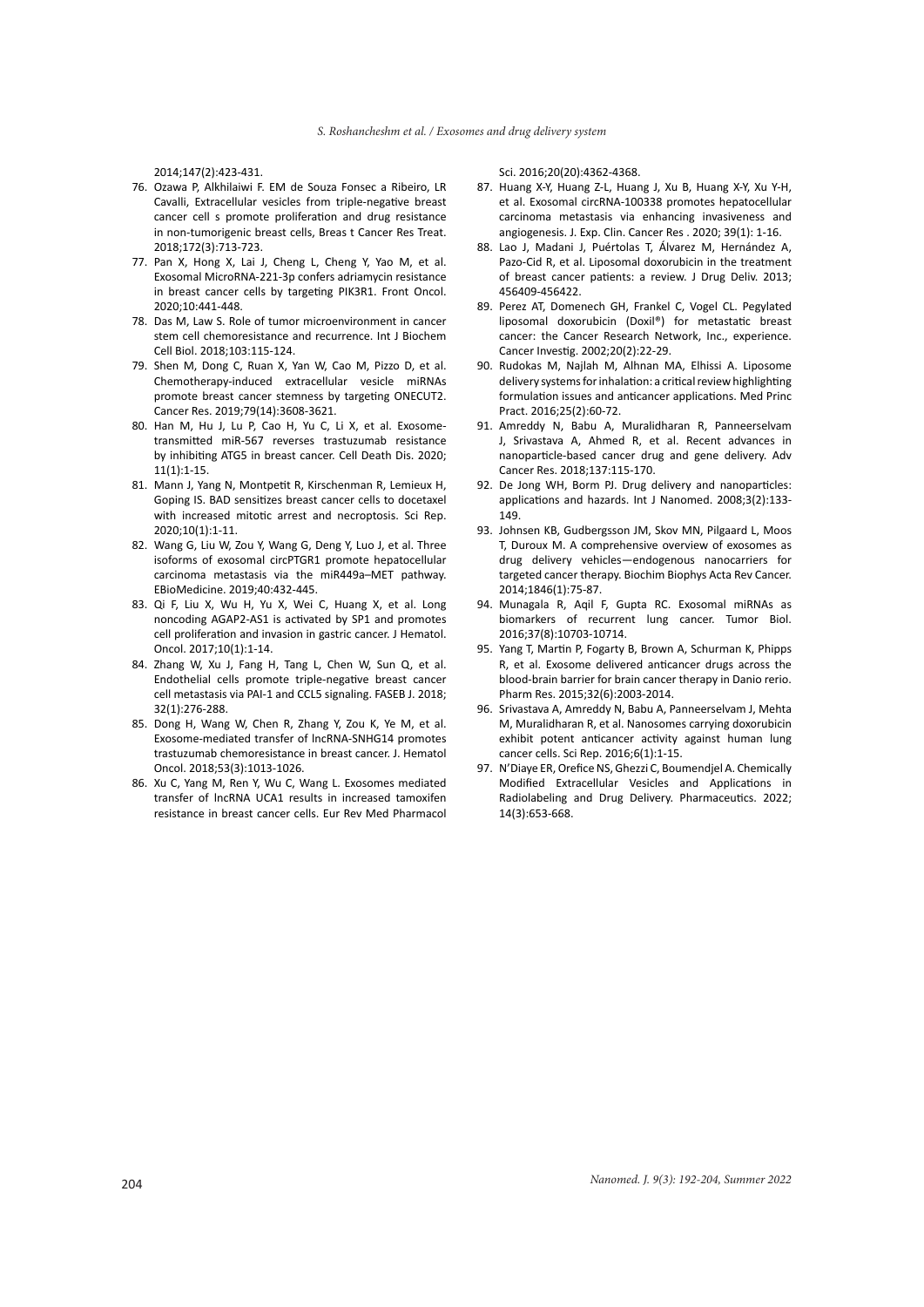2014;147(2):423-431.

76. Ozawa P, Alkhilaiwi F. EM de Souza Fonsec a Ribeiro, LR Cavalli, Extracellular vesicles from triple-negative breast cancer cell s promote proliferation and drug resistance in non-tumorigenic breast cells, Breas t Cancer Res Treat. 2018;172(3):713-723.
77. Pan X, Hong X, Lai J, Cheng L, Cheng Y, Yao M, et al. Exosomal MicroRNA-221-3p confers adriamycin resistance in breast cancer cells by targeting PIK3R1. Front Oncol. 2020;10:441-448.
78. Das M, Law S. Role of tumor microenvironment in cancer stem cell chemoresistance and recurrence. Int J Biochem Cell Biol. 2018;103:115-124.
79. Shen M, Dong C, Ruan X, Yan W, Cao M, Pizzo D, et al. Chemotherapy-induced extracellular vesicle miRNAs promote breast cancer stemness by targeting ONECUT2. Cancer Res. 2019;79(14):3608-3621.
80. Han M, Hu J, Lu P, Cao H, Yu C, Li X, et al. Exosome-transmitted miR-567 reverses trastuzumab resistance by inhibiting ATG5 in breast cancer. Cell Death Dis. 2020; 11(1):1-15.
81. Mann J, Yang N, Montpetit R, Kirschenman R, Lemieux H, Goping IS. BAD sensitizes breast cancer cells to docetaxel with increased mitotic arrest and necroptosis. Sci Rep. 2020;10(1):1-11.
82. Wang G, Liu W, Zou Y, Wang G, Deng Y, Luo J, et al. Three isoforms of exosomal circPTGR1 promote hepatocellular carcinoma metastasis via the miR449a–MET pathway. EBioMedicine. 2019;40:432-445.
83. Qi F, Liu X, Wu H, Yu X, Wei C, Huang X, et al. Long noncoding AGAP2-AS1 is activated by SP1 and promotes cell proliferation and invasion in gastric cancer. J Hematol. Oncol. 2017;10(1):1-14.
84. Zhang W, Xu J, Fang H, Tang L, Chen W, Sun Q, et al. Endothelial cells promote triple-negative breast cancer cell metastasis via PAI-1 and CCL5 signaling. FASEB J. 2018; 32(1):276-288.
85. Dong H, Wang W, Chen R, Zhang Y, Zou K, Ye M, et al. Exosome-mediated transfer of lncRNA-SNHG14 promotes trastuzumab chemoresistance in breast cancer. J. Hematol Oncol. 2018;53(3):1013-1026.
86. Xu C, Yang M, Ren Y, Wu C, Wang L. Exosomes mediated transfer of lncRNA UCA1 results in increased tamoxifen resistance in breast cancer cells. Eur Rev Med Pharmacol Sci. 2016;20(20):4362-4368.
87. Huang X-Y, Huang Z-L, Huang J, Xu B, Huang X-Y, Xu Y-H, et al. Exosomal circRNA-100338 promotes hepatocellular carcinoma metastasis via enhancing invasiveness and angiogenesis. J. Exp. Clin. Cancer Res . 2020; 39(1): 1-16.
88. Lao J, Madani J, Puértolas T, Álvarez M, Hernández A, Pazo-Cid R, et al. Liposomal doxorubicin in the treatment of breast cancer patients: a review. J Drug Deliv. 2013; 456409-456422.
89. Perez AT, Domenech GH, Frankel C, Vogel CL. Pegylated liposomal doxorubicin (Doxil®) for metastatic breast cancer: the Cancer Research Network, Inc., experience. Cancer Investig. 2002;20(2):22-29.
90. Rudokas M, Najlah M, Alhnan MA, Elhissi A. Liposome delivery systems for inhalation: a critical review highlighting formulation issues and anticancer applications. Med Princ Pract. 2016;25(2):60-72.
91. Amreddy N, Babu A, Muralidharan R, Panneerselvam J, Srivastava A, Ahmed R, et al. Recent advances in nanoparticle-based cancer drug and gene delivery. Adv Cancer Res. 2018;137:115-170.
92. De Jong WH, Borm PJ. Drug delivery and nanoparticles: applications and hazards. Int J Nanomed. 2008;3(2):133-149.
93. Johnsen KB, Gudbergsson JM, Skov MN, Pilgaard L, Moos T, Duroux M. A comprehensive overview of exosomes as drug delivery vehicles—endogenous nanocarriers for targeted cancer therapy. Biochim Biophys Acta Rev Cancer. 2014;1846(1):75-87.
94. Munagala R, Aqil F, Gupta RC. Exosomal miRNAs as biomarkers of recurrent lung cancer. Tumor Biol. 2016;37(8):10703-10714.
95. Yang T, Martin P, Fogarty B, Brown A, Schurman K, Phipps R, et al. Exosome delivered anticancer drugs across the blood-brain barrier for brain cancer therapy in Danio rerio. Pharm Res. 2015;32(6):2003-2014.
96. Srivastava A, Amreddy N, Babu A, Panneerselvam J, Mehta M, Muralidharan R, et al. Nanosomes carrying doxorubicin exhibit potent anticancer activity against human lung cancer cells. Sci Rep. 2016;6(1):1-15.
97. N'Diaye ER, Orefice NS, Ghezzi C, Boumendjel A. Chemically Modified Extracellular Vesicles and Applications in Radiolabeling and Drug Delivery. Pharmaceutics. 2022; 14(3):653-668.